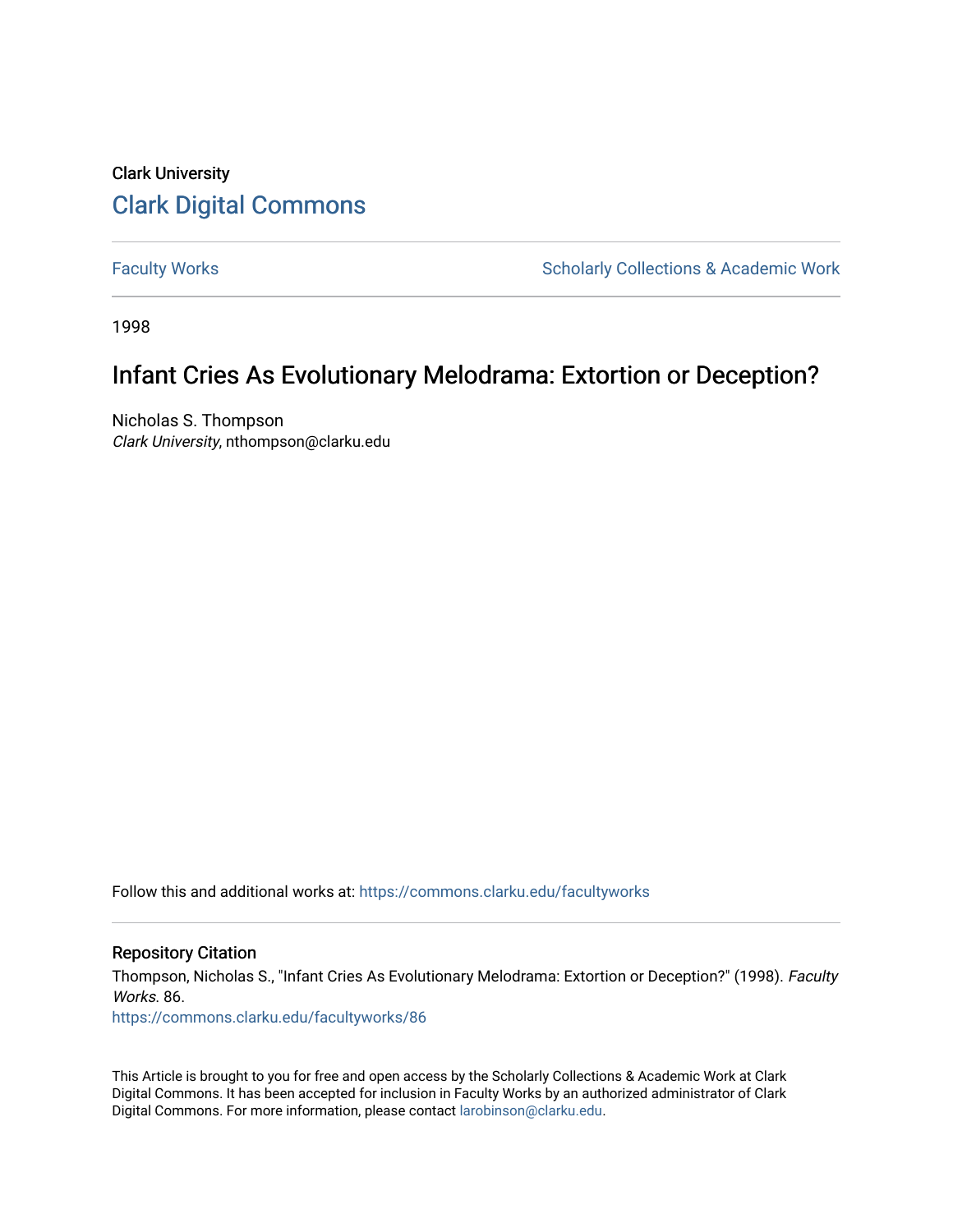Clark University

# Clark Digital Commons

Faculty Works | Scholarly Collections & Academic Work

1998

# Infant Cries As Evolutionary Melodrama: Extortion or Deception?

Nicholas S. Thompson
*Clark University*, nthompson@clarku.edu

Follow this and additional works at: https://commons.clarku.edu/facultyworks

## Repository Citation

Thompson, Nicholas S., "Infant Cries As Evolutionary Melodrama: Extortion or Deception?" (1998). *Faculty Works*. 86.
https://commons.clarku.edu/facultyworks/86

This Article is brought to you for free and open access by the Scholarly Collections & Academic Work at Clark Digital Commons. It has been accepted for inclusion in Faculty Works by an authorized administrator of Clark Digital Commons. For more information, please contact larobinson@clarku.edu.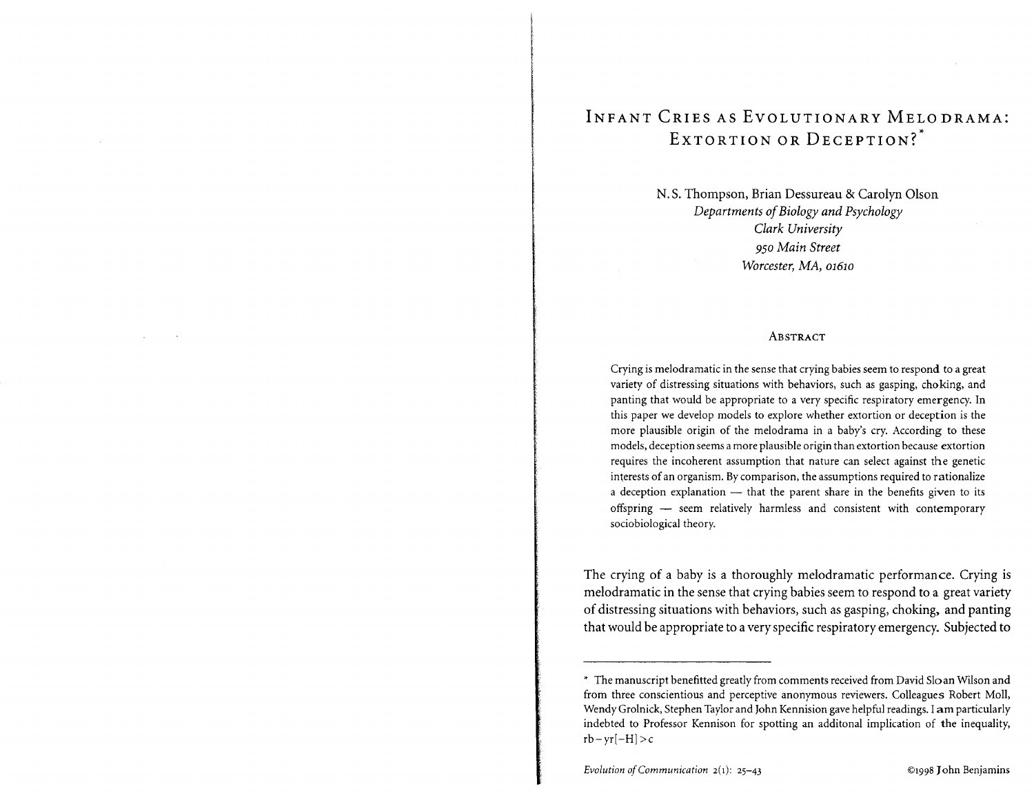# Infant Cries as Evolutionary Melodrama: Extortion or Deception?*

N. S. Thompson, Brian Dessureau & Carolyn Olson
*Departments of Biology and Psychology*
*Clark University*
*950 Main Street*
*Worcester, MA, 01610*

## Abstract

Crying is melodramatic in the sense that crying babies seem to respond to a great variety of distressing situations with behaviors, such as gasping, choking, and panting that would be appropriate to a very specific respiratory emergency. In this paper we develop models to explore whether extortion or deception is the more plausible origin of the melodrama in a baby's cry. According to these models, deception seems a more plausible origin than extortion because extortion requires the incoherent assumption that nature can select against the genetic interests of an organism. By comparison, the assumptions required to rationalize a deception explanation — that the parent share in the benefits given to its offspring — seem relatively harmless and consistent with contemporary sociobiological theory.

The crying of a baby is a thoroughly melodramatic performance. Crying is melodramatic in the sense that crying babies seem to respond to a great variety of distressing situations with behaviors, such as gasping, choking, and panting that would be appropriate to a very specific respiratory emergency. Subjected to

---

* The manuscript benefitted greatly from comments received from David Sloan Wilson and from three conscientious and perceptive anonymous reviewers. Colleagues Robert Moll, Wendy Grolnick, Stephen Taylor and John Kennision gave helpful readings. I am particularly indebted to Professor Kennison for spotting an additonal implication of the inequality, $rb - yr[-H] > c$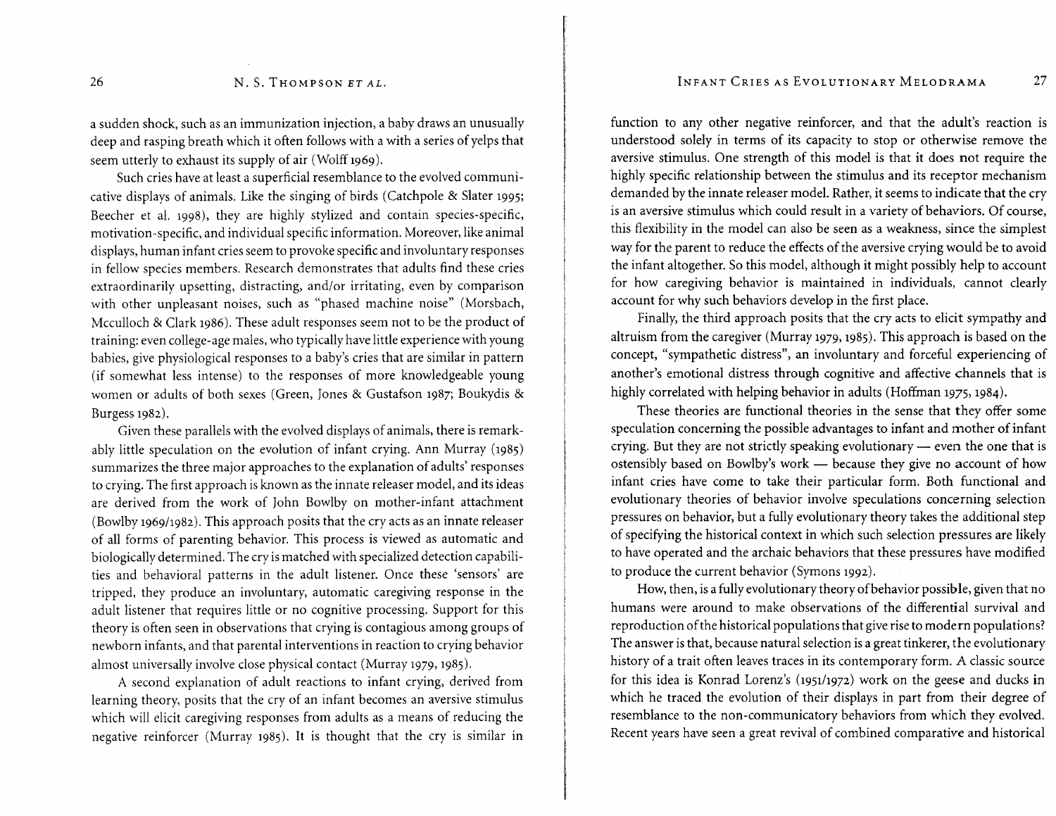a sudden shock, such as an immunization injection, a baby draws an unusually deep and rasping breath which it often follows with a with a series of yelps that seem utterly to exhaust its supply of air (Wolff 1969).

Such cries have at least a superficial resemblance to the evolved communicative displays of animals. Like the singing of birds (Catchpole & Slater 1995; Beecher et al. 1998), they are highly stylized and contain species-specific, motivation-specific, and individual specific information. Moreover, like animal displays, human infant cries seem to provoke specific and involuntary responses in fellow species members. Research demonstrates that adults find these cries extraordinarily upsetting, distracting, and/or irritating, even by comparison with other unpleasant noises, such as "phased machine noise" (Morsbach, Mcculloch & Clark 1986). These adult responses seem not to be the product of training: even college-age males, who typically have little experience with young babies, give physiological responses to a baby's cries that are similar in pattern (if somewhat less intense) to the responses of more knowledgeable young women or adults of both sexes (Green, Jones & Gustafson 1987; Boukydis & Burgess 1982).

Given these parallels with the evolved displays of animals, there is remarkably little speculation on the evolution of infant crying. Ann Murray (1985) summarizes the three major approaches to the explanation of adults' responses to crying. The first approach is known as the innate releaser model, and its ideas are derived from the work of John Bowlby on mother-infant attachment (Bowlby 1969/1982). This approach posits that the cry acts as an innate releaser of all forms of parenting behavior. This process is viewed as automatic and biologically determined. The cry is matched with specialized detection capabilities and behavioral patterns in the adult listener. Once these 'sensors' are tripped, they produce an involuntary, automatic caregiving response in the adult listener that requires little or no cognitive processing. Support for this theory is often seen in observations that crying is contagious among groups of newborn infants, and that parental interventions in reaction to crying behavior almost universally involve close physical contact (Murray 1979, 1985).

A second explanation of adult reactions to infant crying, derived from learning theory, posits that the cry of an infant becomes an aversive stimulus which will elicit caregiving responses from adults as a means of reducing the negative reinforcer (Murray 1985). It is thought that the cry is similar in function to any other negative reinforcer, and that the adult's reaction is understood solely in terms of its capacity to stop or otherwise remove the aversive stimulus. One strength of this model is that it does not require the highly specific relationship between the stimulus and its receptor mechanism demanded by the innate releaser model. Rather, it seems to indicate that the cry is an aversive stimulus which could result in a variety of behaviors. Of course, this flexibility in the model can also be seen as a weakness, since the simplest way for the parent to reduce the effects of the aversive crying would be to avoid the infant altogether. So this model, although it might possibly help to account for how caregiving behavior is maintained in individuals, cannot clearly account for why such behaviors develop in the first place.

Finally, the third approach posits that the cry acts to elicit sympathy and altruism from the caregiver (Murray 1979, 1985). This approach is based on the concept, "sympathetic distress", an involuntary and forceful experiencing of another's emotional distress through cognitive and affective channels that is highly correlated with helping behavior in adults (Hoffman 1975, 1984).

These theories are functional theories in the sense that they offer some speculation concerning the possible advantages to infant and mother of infant crying. But they are not strictly speaking evolutionary — even the one that is ostensibly based on Bowlby's work — because they give no account of how infant cries have come to take their particular form. Both functional and evolutionary theories of behavior involve speculations concerning selection pressures on behavior, but a fully evolutionary theory takes the additional step of specifying the historical context in which such selection pressures are likely to have operated and the archaic behaviors that these pressures have modified to produce the current behavior (Symons 1992).

How, then, is a fully evolutionary theory of behavior possible, given that no humans were around to make observations of the differential survival and reproduction of the historical populations that give rise to modern populations? The answer is that, because natural selection is a great tinkerer, the evolutionary history of a trait often leaves traces in its contemporary form. A classic source for this idea is Konrad Lorenz's (1951/1972) work on the geese and ducks in which he traced the evolution of their displays in part from their degree of resemblance to the non-communicatory behaviors from which they evolved. Recent years have seen a great revival of combined comparative and historical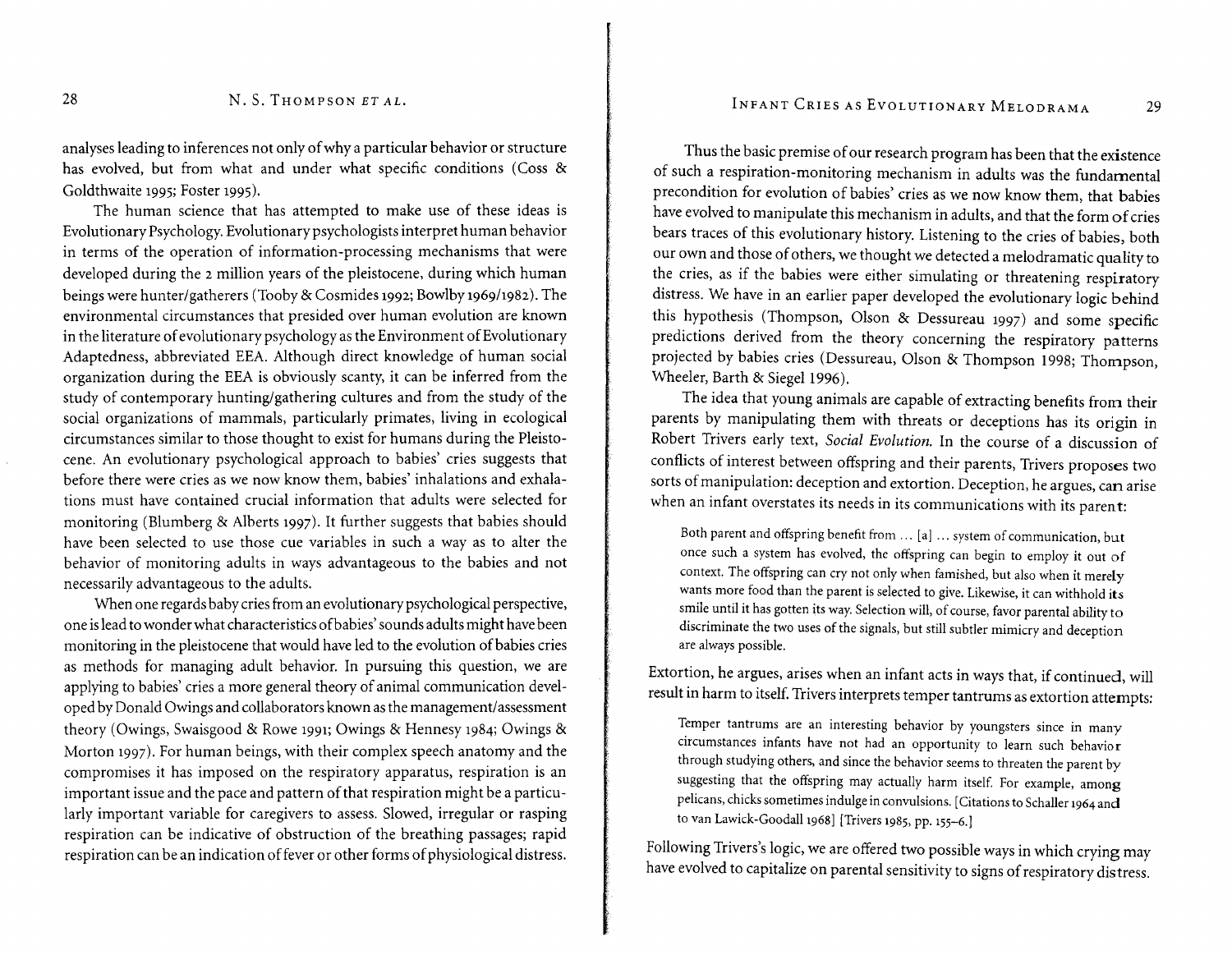analyses leading to inferences not only of why a particular behavior or structure has evolved, but from what and under what specific conditions (Coss & Goldthwaite 1995; Foster 1995).

The human science that has attempted to make use of these ideas is Evolutionary Psychology. Evolutionary psychologists interpret human behavior in terms of the operation of information-processing mechanisms that were developed during the 2 million years of the pleistocene, during which human beings were hunter/gatherers (Tooby & Cosmides 1992; Bowlby 1969/1982). The environmental circumstances that presided over human evolution are known in the literature of evolutionary psychology as the Environment of Evolutionary Adaptedness, abbreviated EEA. Although direct knowledge of human social organization during the EEA is obviously scanty, it can be inferred from the study of contemporary hunting/gathering cultures and from the study of the social organizations of mammals, particularly primates, living in ecological circumstances similar to those thought to exist for humans during the Pleistocene. An evolutionary psychological approach to babies' cries suggests that before there were cries as we now know them, babies' inhalations and exhalations must have contained crucial information that adults were selected for monitoring (Blumberg & Alberts 1997). It further suggests that babies should have been selected to use those cue variables in such a way as to alter the behavior of monitoring adults in ways advantageous to the babies and not necessarily advantageous to the adults.

When one regards baby cries from an evolutionary psychological perspective, one is lead to wonder what characteristics of babies' sounds adults might have been monitoring in the pleistocene that would have led to the evolution of babies cries as methods for managing adult behavior. In pursuing this question, we are applying to babies' cries a more general theory of animal communication developed by Donald Owings and collaborators known as the management/assessment theory (Owings, Swaisgood & Rowe 1991; Owings & Hennesy 1984; Owings & Morton 1997). For human beings, with their complex speech anatomy and the compromises it has imposed on the respiratory apparatus, respiration is an important issue and the pace and pattern of that respiration might be a particularly important variable for caregivers to assess. Slowed, irregular or rasping respiration can be indicative of obstruction of the breathing passages; rapid respiration can be an indication of fever or other forms of physiological distress.

Thus the basic premise of our research program has been that the existence of such a respiration-monitoring mechanism in adults was the fundamental precondition for evolution of babies' cries as we now know them, that babies have evolved to manipulate this mechanism in adults, and that the form of cries bears traces of this evolutionary history. Listening to the cries of babies, both our own and those of others, we thought we detected a melodramatic quality to the cries, as if the babies were either simulating or threatening respiratory distress. We have in an earlier paper developed the evolutionary logic behind this hypothesis (Thompson, Olson & Dessureau 1997) and some specific predictions derived from the theory concerning the respiratory patterns projected by babies cries (Dessureau, Olson & Thompson 1998; Thompson, Wheeler, Barth & Siegel 1996).

The idea that young animals are capable of extracting benefits from their parents by manipulating them with threats or deceptions has its origin in Robert Trivers early text, *Social Evolution*. In the course of a discussion of conflicts of interest between offspring and their parents, Trivers proposes two sorts of manipulation: deception and extortion. Deception, he argues, can arise when an infant overstates its needs in its communications with its parent:

> Both parent and offspring benefit from ... [a] ... system of communication, but once such a system has evolved, the offspring can begin to employ it out of context. The offspring can cry not only when famished, but also when it merely wants more food than the parent is selected to give. Likewise, it can withhold its smile until it has gotten its way. Selection will, of course, favor parental ability to discriminate the two uses of the signals, but still subtler mimicry and deception are always possible.

Extortion, he argues, arises when an infant acts in ways that, if continued, will result in harm to itself. Trivers interprets temper tantrums as extortion attempts:

> Temper tantrums are an interesting behavior by youngsters since in many circumstances infants have not had an opportunity to learn such behavior through studying others, and since the behavior seems to threaten the parent by suggesting that the offspring may actually harm itself. For example, among pelicans, chicks sometimes indulge in convulsions. [Citations to Schaller 1964 and to van Lawick-Goodall 1968] [Trivers 1985, pp. 155–6.]

Following Trivers's logic, we are offered two possible ways in which crying may have evolved to capitalize on parental sensitivity to signs of respiratory distress.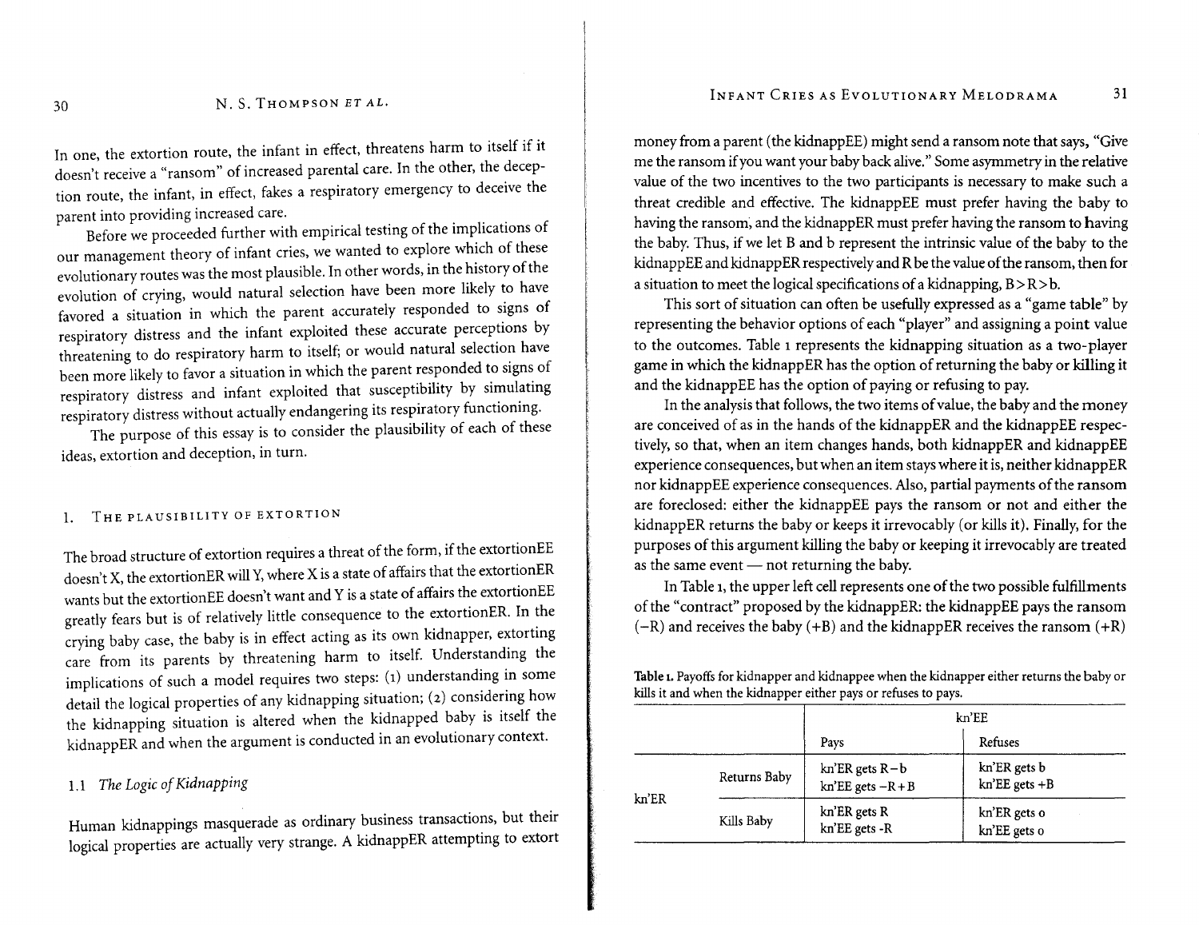In one, the extortion route, the infant in effect, threatens harm to itself if it doesn't receive a "ransom" of increased parental care. In the other, the deception route, the infant, in effect, fakes a respiratory emergency to deceive the parent into providing increased care.

Before we proceeded further with empirical testing of the implications of our management theory of infant cries, we wanted to explore which of these evolutionary routes was the most plausible. In other words, in the history of the evolution of crying, would natural selection have been more likely to have favored a situation in which the parent accurately responded to signs of respiratory distress and the infant exploited these accurate perceptions by threatening to do respiratory harm to itself; or would natural selection have been more likely to favor a situation in which the parent responded to signs of respiratory distress and infant exploited that susceptibility by simulating respiratory distress without actually endangering its respiratory functioning.

The purpose of this essay is to consider the plausibility of each of these ideas, extortion and deception, in turn.

## 1. The plausibility of extortion

The broad structure of extortion requires a threat of the form, if the extortionEE doesn't X, the extortionER will Y, where X is a state of affairs that the extortionER wants but the extortionEE doesn't want and Y is a state of affairs the extortionEE greatly fears but is of relatively little consequence to the extortionER. In the crying baby case, the baby is in effect acting as its own kidnapper, extorting care from its parents by threatening harm to itself. Understanding the implications of such a model requires two steps: (1) understanding in some detail the logical properties of any kidnapping situation; (2) considering how the kidnapping situation is altered when the kidnapped baby is itself the kidnappER and when the argument is conducted in an evolutionary context.

### 1.1 *The Logic of Kidnapping*

Human kidnappings masquerade as ordinary business transactions, but their logical properties are actually very strange. A kidnappER attempting to extort money from a parent (the kidnappEE) might send a ransom note that says, "Give me the ransom if you want your baby back alive." Some asymmetry in the relative value of the two incentives to the two participants is necessary to make such a threat credible and effective. The kidnappEE must prefer having the baby to having the ransom, and the kidnappER must prefer having the ransom to having the baby. Thus, if we let B and b represent the intrinsic value of the baby to the kidnappEE and kidnappER respectively and R be the value of the ransom, then for a situation to meet the logical specifications of a kidnapping, $B > R > b$.

This sort of situation can often be usefully expressed as a "game table" by representing the behavior options of each "player" and assigning a point value to the outcomes. Table 1 represents the kidnapping situation as a two-player game in which the kidnappER has the option of returning the baby or killing it and the kidnappEE has the option of paying or refusing to pay.

In the analysis that follows, the two items of value, the baby and the money are conceived of as in the hands of the kidnappER and the kidnappEE respectively, so that, when an item changes hands, both kidnappER and kidnappEE experience consequences, but when an item stays where it is, neither kidnappER nor kidnappEE experience consequences. Also, partial payments of the ransom are foreclosed: either the kidnappEE pays the ransom or not and either the kidnappER returns the baby or keeps it irrevocably (or kills it). Finally, for the purposes of this argument killing the baby or keeping it irrevocably are treated as the same event — not returning the baby.

In Table 1, the upper left cell represents one of the two possible fulfillments of the "contract" proposed by the kidnappER: the kidnappEE pays the ransom ($-R$) and receives the baby ($+B$) and the kidnappER receives the ransom ($+R$)

**Table 1.** Payoffs for kidnapper and kidnappee when the kidnapper either returns the baby or kills it and when the kidnapper either pays or refuses to pays.

| | | kn'EE | |
|---|---|---|---|
| | | Pays | Refuses |
| kn'ER | Returns Baby | kn'ER gets $R-b$<br>kn'EE gets $-R+B$ | kn'ER gets $b$<br>kn'EE gets $+B$ |
| | Kills Baby | kn'ER gets $R$<br>kn'EE gets $-R$ | kn'ER gets 0<br>kn'EE gets 0 |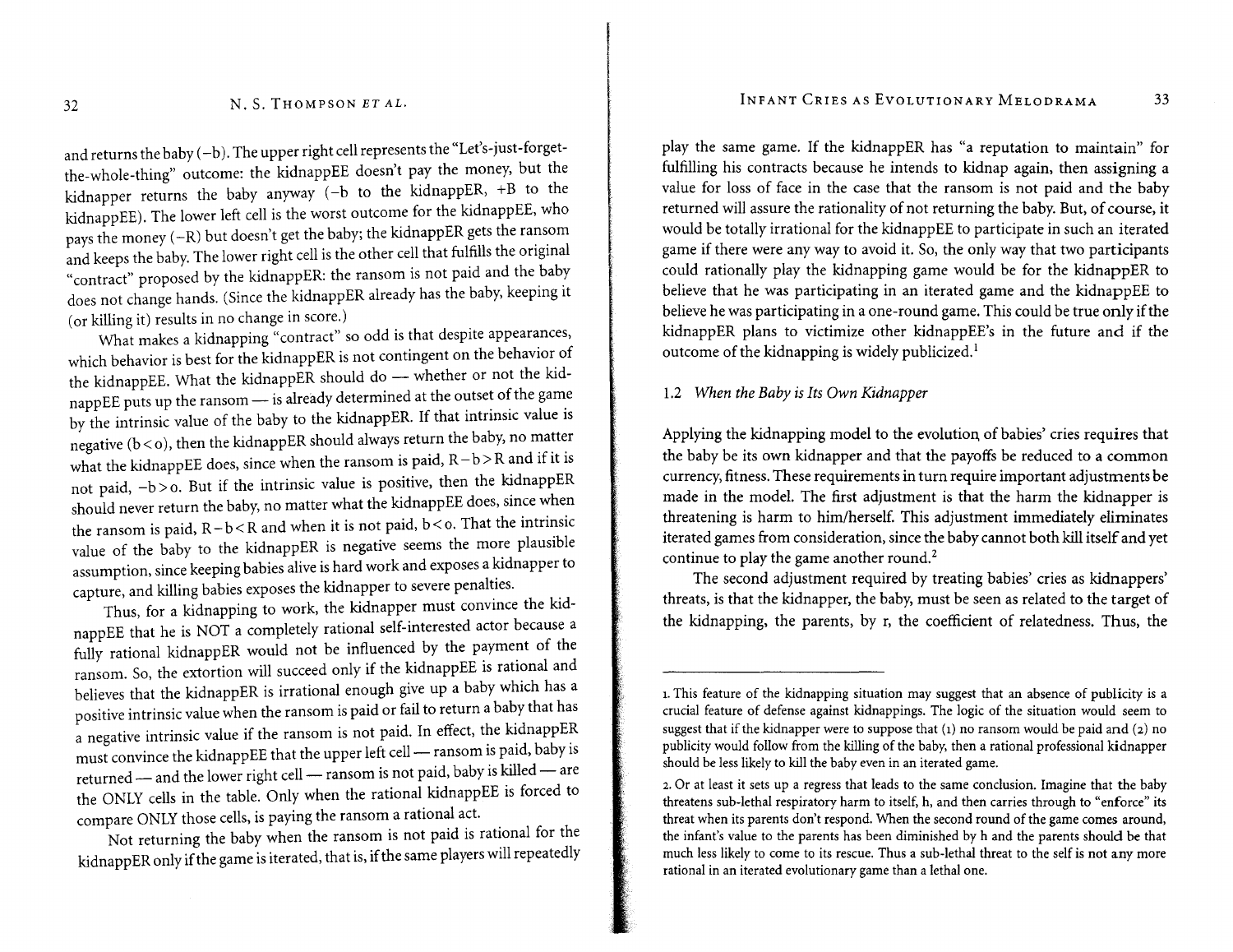and returns the baby (−b). The upper right cell represents the "Let's-just-forget-the-whole-thing" outcome: the kidnappEE doesn't pay the money, but the kidnapper returns the baby anyway (−b to the kidnappER, +B to the kidnappEE). The lower left cell is the worst outcome for the kidnappEE, who pays the money (−R) but doesn't get the baby; the kidnappER gets the ransom and keeps the baby. The lower right cell is the other cell that fulfills the original "contract" proposed by the kidnappER: the ransom is not paid and the baby does not change hands. (Since the kidnappER already has the baby, keeping it (or killing it) results in no change in score.)

What makes a kidnapping "contract" so odd is that despite appearances, which behavior is best for the kidnappER is not contingent on the behavior of the kidnappEE. What the kidnappER should do — whether or not the kidnappEE puts up the ransom — is already determined at the outset of the game by the intrinsic value of the baby to the kidnappER. If that intrinsic value is negative ($b < 0$), then the kidnappER should always return the baby, no matter what the kidnappEE does, since when the ransom is paid, $R - b > R$ and if it is not paid, $-b > 0$. But if the intrinsic value is positive, then the kidnappER should never return the baby, no matter what the kidnappEE does, since when the ransom is paid, $R - b < R$ and when it is not paid, $b < 0$. That the intrinsic value of the baby to the kidnappER is negative seems the more plausible assumption, since keeping babies alive is hard work and exposes a kidnapper to capture, and killing babies exposes the kidnapper to severe penalties.

Thus, for a kidnapping to work, the kidnapper must convince the kidnappEE that he is NOT a completely rational self-interested actor because a fully rational kidnappER would not be influenced by the payment of the ransom. So, the extortion will succeed only if the kidnappEE is rational and believes that the kidnappER is irrational enough give up a baby which has a positive intrinsic value when the ransom is paid or fail to return a baby that has a negative intrinsic value if the ransom is not paid. In effect, the kidnappER must convince the kidnappEE that the upper left cell — ransom is paid, baby is returned — and the lower right cell — ransom is not paid, baby is killed — are the ONLY cells in the table. Only when the rational kidnappEE is forced to compare ONLY those cells, is paying the ransom a rational act.

Not returning the baby when the ransom is not paid is rational for the kidnappER only if the game is iterated, that is, if the same players will repeatedly play the same game. If the kidnappER has "a reputation to maintain" for fulfilling his contracts because he intends to kidnap again, then assigning a value for loss of face in the case that the ransom is not paid and the baby returned will assure the rationality of not returning the baby. But, of course, it would be totally irrational for the kidnappEE to participate in such an iterated game if there were any way to avoid it. So, the only way that two participants could rationally play the kidnapping game would be for the kidnappER to believe that he was participating in an iterated game and the kidnappEE to believe he was participating in a one-round game. This could be true only if the kidnappER plans to victimize other kidnappEE's in the future and if the outcome of the kidnapping is widely publicized.[1]

### 1.2 *When the Baby is Its Own Kidnapper*

Applying the kidnapping model to the evolution of babies' cries requires that the baby be its own kidnapper and that the payoffs be reduced to a common currency, fitness. These requirements in turn require important adjustments be made in the model. The first adjustment is that the harm the kidnapper is threatening is harm to him/herself. This adjustment immediately eliminates iterated games from consideration, since the baby cannot both kill itself and yet continue to play the game another round.[2]

The second adjustment required by treating babies' cries as kidnappers' threats, is that the kidnapper, the baby, must be seen as related to the target of the kidnapping, the parents, by r, the coefficient of relatedness. Thus, the

---

1. This feature of the kidnapping situation may suggest that an absence of publicity is a crucial feature of defense against kidnappings. The logic of the situation would seem to suggest that if the kidnapper were to suppose that (1) no ransom would be paid and (2) no publicity would follow from the killing of the baby, then a rational professional kidnapper should be less likely to kill the baby even in an iterated game.

2. Or at least it sets up a regress that leads to the same conclusion. Imagine that the baby threatens sub-lethal respiratory harm to itself, h, and then carries through to "enforce" its threat when its parents don't respond. When the second round of the game comes around, the infant's value to the parents has been diminished by h and the parents should be that much less likely to come to its rescue. Thus a sub-lethal threat to the self is not any more rational in an iterated evolutionary game than a lethal one.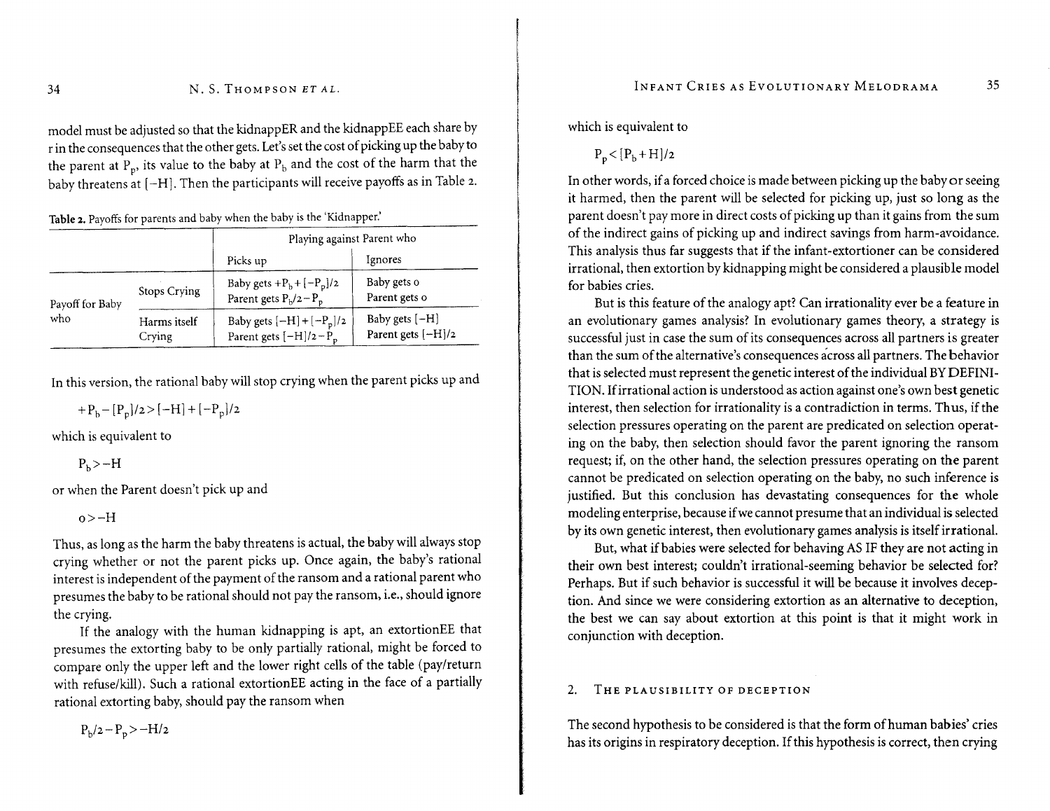model must be adjusted so that the kidnappER and the kidnappEE each share by r in the consequences that the other gets. Let's set the cost of picking up the baby to the parent at $P_p$, its value to the baby at $P_b$ and the cost of the harm that the baby threatens at $[-H]$. Then the participants will receive payoffs as in Table 2.

Table 2. Payoffs for parents and baby when the baby is the 'Kidnapper.'

| | | Playing against Parent who | |
|---|---|---|---|
| | | Picks up | Ignores |
| Payoff for Baby who | Stops Crying | Baby gets $+P_b+[-P_p]/2$ <br> Parent gets $P_b/2-P_p$ | Baby gets 0 <br> Parent gets 0 |
| | Harms itself Crying | Baby gets $[-H]+[-P_p]/2$ <br> Parent gets $[-H]/2-P_p$ | Baby gets $[-H]$ <br> Parent gets $[-H]/2$ |

In this version, the rational baby will stop crying when the parent picks up and

$$+P_b-[P_p]/2>[-H]+[-P_p]/2$$

which is equivalent to

$$P_b>-H$$

or when the Parent doesn't pick up and

$$0>-H$$

Thus, as long as the harm the baby threatens is actual, the baby will always stop crying whether or not the parent picks up. Once again, the baby's rational interest is independent of the payment of the ransom and a rational parent who presumes the baby to be rational should not pay the ransom, i.e., should ignore the crying.

If the analogy with the human kidnapping is apt, an extortionEE that presumes the extorting baby to be only partially rational, might be forced to compare only the upper left and the lower right cells of the table (pay/return with refuse/kill). Such a rational extortionEE acting in the face of a partially rational extorting baby, should pay the ransom when

$$P_b/2-P_p>-H/2$$

which is equivalent to

$$P_p<[P_b+H]/2$$

In other words, if a forced choice is made between picking up the baby or seeing it harmed, then the parent will be selected for picking up, just so long as the parent doesn't pay more in direct costs of picking up than it gains from the sum of the indirect gains of picking up and indirect savings from harm-avoidance. This analysis thus far suggests that if the infant-extortioner can be considered irrational, then extortion by kidnapping might be considered a plausible model for babies cries.

But is this feature of the analogy apt? Can irrationality ever be a feature in an evolutionary games analysis? In evolutionary games theory, a strategy is successful just in case the sum of its consequences across all partners is greater than the sum of the alternative's consequences across all partners. The behavior that is selected must represent the genetic interest of the individual BY DEFINITION. If irrational action is understood as action against one's own best genetic interest, then selection for irrationality is a contradiction in terms. Thus, if the selection pressures operating on the parent are predicated on selection operating on the baby, then selection should favor the parent ignoring the ransom request; if, on the other hand, the selection pressures operating on the parent cannot be predicated on selection operating on the baby, no such inference is justified. But this conclusion has devastating consequences for the whole modeling enterprise, because if we cannot presume that an individual is selected by its own genetic interest, then evolutionary games analysis is itself irrational.

But, what if babies were selected for behaving AS IF they are not acting in their own best interest; couldn't irrational-seeming behavior be selected for? Perhaps. But if such behavior is successful it will be because it involves deception. And since we were considering extortion as an alternative to deception, the best we can say about extortion at this point is that it might work in conjunction with deception.

## 2. The plausibility of deception

The second hypothesis to be considered is that the form of human babies' cries has its origins in respiratory deception. If this hypothesis is correct, then crying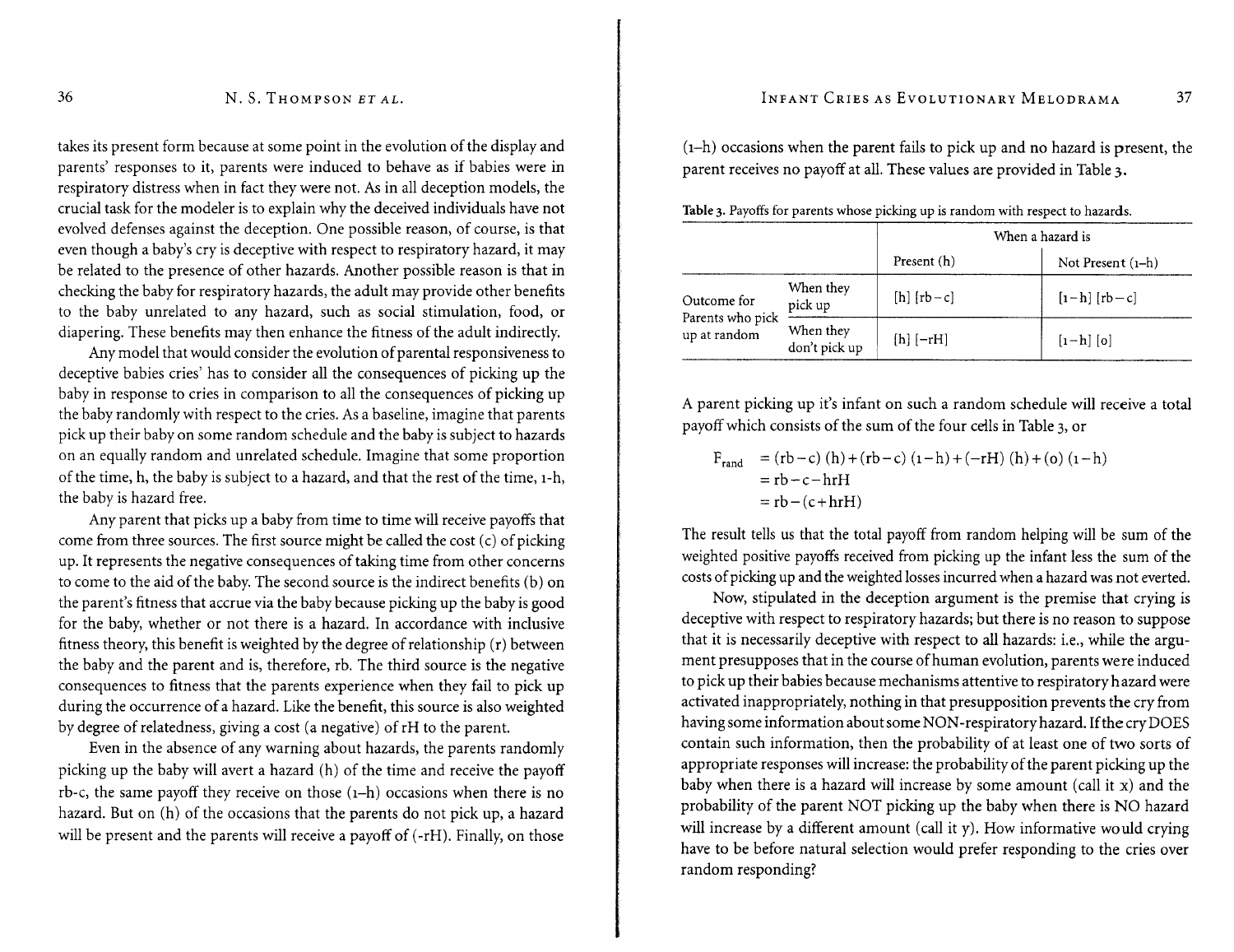takes its present form because at some point in the evolution of the display and parents' responses to it, parents were induced to behave as if babies were in respiratory distress when in fact they were not. As in all deception models, the crucial task for the modeler is to explain why the deceived individuals have not evolved defenses against the deception. One possible reason, of course, is that even though a baby's cry is deceptive with respect to respiratory hazard, it may be related to the presence of other hazards. Another possible reason is that in checking the baby for respiratory hazards, the adult may provide other benefits to the baby unrelated to any hazard, such as social stimulation, food, or diapering. These benefits may then enhance the fitness of the adult indirectly.

Any model that would consider the evolution of parental responsiveness to deceptive babies cries' has to consider all the consequences of picking up the baby in response to cries in comparison to all the consequences of picking up the baby randomly with respect to the cries. As a baseline, imagine that parents pick up their baby on some random schedule and the baby is subject to hazards on an equally random and unrelated schedule. Imagine that some proportion of the time, h, the baby is subject to a hazard, and that the rest of the time, 1-h, the baby is hazard free.

Any parent that picks up a baby from time to time will receive payoffs that come from three sources. The first source might be called the cost (c) of picking up. It represents the negative consequences of taking time from other concerns to come to the aid of the baby. The second source is the indirect benefits (b) on the parent's fitness that accrue via the baby because picking up the baby is good for the baby, whether or not there is a hazard. In accordance with inclusive fitness theory, this benefit is weighted by the degree of relationship (r) between the baby and the parent and is, therefore, rb. The third source is the negative consequences to fitness that the parents experience when they fail to pick up during the occurrence of a hazard. Like the benefit, this source is also weighted by degree of relatedness, giving a cost (a negative) of rH to the parent.

Even in the absence of any warning about hazards, the parents randomly picking up the baby will avert a hazard (h) of the time and receive the payoff rb-c, the same payoff they receive on those (1–h) occasions when there is no hazard. But on (h) of the occasions that the parents do not pick up, a hazard will be present and the parents will receive a payoff of (-rH). Finally, on those (1–h) occasions when the parent fails to pick up and no hazard is present, the parent receives no payoff at all. These values are provided in Table 3.

Table 3. Payoffs for parents whose picking up is random with respect to hazards.

| | | When a hazard is | |
|---|---|---|---|
| | | Present (h) | Not Present (1–h) |
| Outcome for Parents who pick up at random | When they pick up | [h] [rb – c] | [1 – h] [rb – c] |
| | When they don't pick up | [h] [–rH] | [1 – h] [0] |

A parent picking up it's infant on such a random schedule will receive a total payoff which consists of the sum of the four cells in Table 3, or

$$
\begin{aligned}
F_{rand} &= (rb - c)(h) + (rb - c)(1 - h) + (-rH)(h) + (0)(1 - h) \\
&= rb - c - hrH \\
&= rb - (c + hrH)
\end{aligned}
$$

The result tells us that the total payoff from random helping will be sum of the weighted positive payoffs received from picking up the infant less the sum of the costs of picking up and the weighted losses incurred when a hazard was not everted.

Now, stipulated in the deception argument is the premise that crying is deceptive with respect to respiratory hazards; but there is no reason to suppose that it is necessarily deceptive with respect to all hazards: i.e., while the argument presupposes that in the course of human evolution, parents were induced to pick up their babies because mechanisms attentive to respiratory hazard were activated inappropriately, nothing in that presupposition prevents the cry from having some information about some NON-respiratory hazard. If the cry DOES contain such information, then the probability of at least one of two sorts of appropriate responses will increase: the probability of the parent picking up the baby when there is a hazard will increase by some amount (call it x) and the probability of the parent NOT picking up the baby when there is NO hazard will increase by a different amount (call it y). How informative would crying have to be before natural selection would prefer responding to the cries over random responding?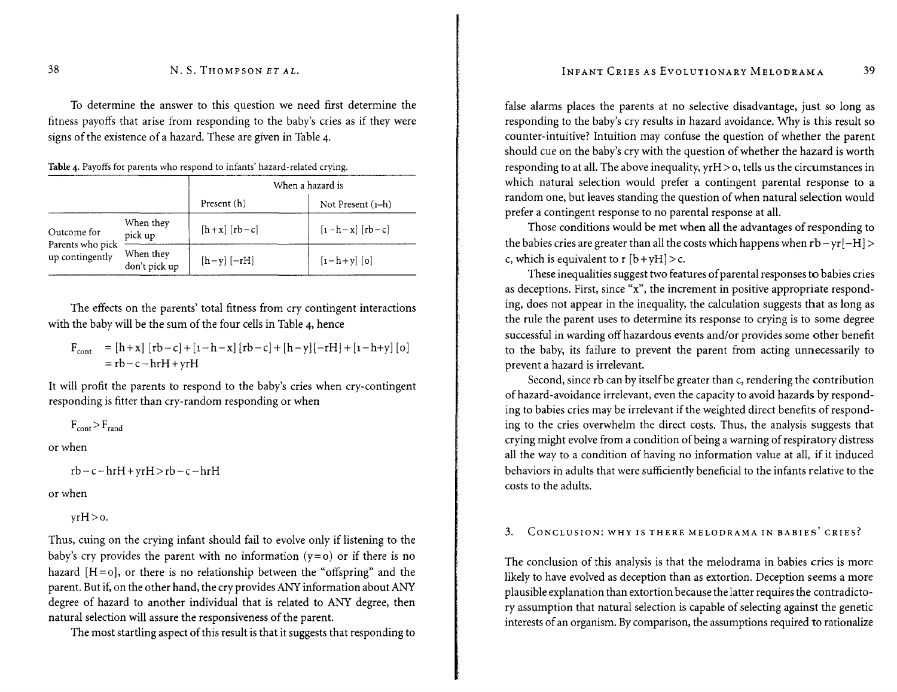To determine the answer to this question we need first determine the fitness payoffs that arise from responding to the baby's cries as if they were signs of the existence of a hazard. These are given in Table 4.

**Table 4.** Payoffs for parents who respond to infants' hazard-related crying.

| | | When a hazard is | |
|---|---|---|---|
| | | Present (h) | Not Present (1–h) |
| Outcome for Parents who pick up contingently | When they pick up | $[h+x]\ [rb-c]$ | $[1-h-x]\ [rb-c]$ |
| | When they don't pick up | $[h-y]\ [-rH]$ | $[1-h+y]\ [0]$ |

The effects on the parents' total fitness from cry contingent interactions with the baby will be the sum of the four cells in Table 4, hence

$$F_{cont} = [h+x]\ [rb-c] + [1-h-x]\ [rb-c] + [h-y][-rH] + [1-h+y]\ [0]$$
$$= rb - c - hrH + yrH$$

It will profit the parents to respond to the baby's cries when cry-contingent responding is fitter than cry-random responding or when

$$F_{cont} > F_{rand}$$

or when

$$rb - c - hrH + yrH > rb - c - hrH$$

or when

$$yrH > 0.$$

Thus, cuing on the crying infant should fail to evolve only if listening to the baby's cry provides the parent with no information ($y=0$) or if there is no hazard [$H=0$], or there is no relationship between the "offspring" and the parent. But if, on the other hand, the cry provides ANY information about ANY degree of hazard to another individual that is related to ANY degree, then natural selection will assure the responsiveness of the parent.

The most startling aspect of this result is that it suggests that responding to false alarms places the parents at no selective disadvantage, just so long as responding to the baby's cry results in hazard avoidance. Why is this result so counter-intuitive? Intuition may confuse the question of whether the parent should cue on the baby's cry with the question of whether the hazard is worth responding to at all. The above inequality, $yrH > 0$, tells us the circumstances in which natural selection would prefer a contingent parental response to a random one, but leaves standing the question of when natural selection would prefer a contingent response to no parental response at all.

Those conditions would be met when all the advantages of responding to the babies cries are greater than all the costs which happens when $rb - yr[-H] > c$, which is equivalent to $r\ [b + yH] > c$.

These inequalities suggest two features of parental responses to babies cries as deceptions. First, since "x", the increment in positive appropriate responding, does not appear in the inequality, the calculation suggests that as long as the rule the parent uses to determine its response to crying is to some degree successful in warding off hazardous events and/or provides some other benefit to the baby, its failure to prevent the parent from acting unnecessarily to prevent a hazard is irrelevant.

Second, since rb can by itself be greater than c, rendering the contribution of hazard-avoidance irrelevant, even the capacity to avoid hazards by responding to babies cries may be irrelevant if the weighted direct benefits of responding to the cries overwhelm the direct costs. Thus, the analysis suggests that crying might evolve from a condition of being a warning of respiratory distress all the way to a condition of having no information value at all, if it induced behaviors in adults that were sufficiently beneficial to the infants relative to the costs to the adults.

## 3. Conclusion: Why is there melodrama in babies' cries?

The conclusion of this analysis is that the melodrama in babies cries is more likely to have evolved as deception than as extortion. Deception seems a more plausible explanation than extortion because the latter requires the contradictory assumption that natural selection is capable of selecting against the genetic interests of an organism. By comparison, the assumptions required to rationalize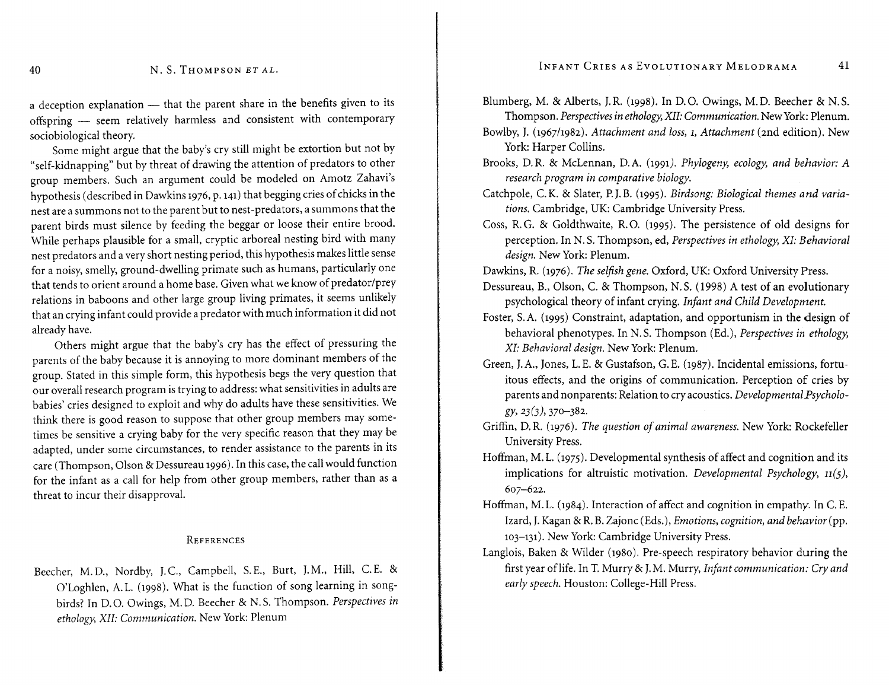a deception explanation — that the parent share in the benefits given to its offspring — seem relatively harmless and consistent with contemporary sociobiological theory.

Some might argue that the baby's cry still might be extortion but not by "self-kidnapping" but by threat of drawing the attention of predators to other group members. Such an argument could be modeled on Amotz Zahavi's hypothesis (described in Dawkins 1976, p. 141) that begging cries of chicks in the nest are a summons not to the parent but to nest-predators, a summons that the parent birds must silence by feeding the beggar or loose their entire brood. While perhaps plausible for a small, cryptic arboreal nesting bird with many nest predators and a very short nesting period, this hypothesis makes little sense for a noisy, smelly, ground-dwelling primate such as humans, particularly one that tends to orient around a home base. Given what we know of predator/prey relations in baboons and other large group living primates, it seems unlikely that an crying infant could provide a predator with much information it did not already have.

Others might argue that the baby's cry has the effect of pressuring the parents of the baby because it is annoying to more dominant members of the group. Stated in this simple form, this hypothesis begs the very question that our overall research program is trying to address: what sensitivities in adults are babies' cries designed to exploit and why do adults have these sensitivities. We think there is good reason to suppose that other group members may sometimes be sensitive a crying baby for the very specific reason that they may be adapted, under some circumstances, to render assistance to the parents in its care (Thompson, Olson & Dessureau 1996). In this case, the call would function for the infant as a call for help from other group members, rather than as a threat to incur their disapproval.

## References

Beecher, M. D., Nordby, J. C., Campbell, S. E., Burt, J. M., Hill, C. E. & O'Loghlen, A. L. (1998). What is the function of song learning in songbirds? In D. O. Owings, M. D. Beecher & N. S. Thompson. *Perspectives in ethology, XII: Communication.* New York: Plenum

Blumberg, M. & Alberts, J. R. (1998). In D. O. Owings, M. D. Beecher & N. S. Thompson. *Perspectives in ethology, XII: Communication.* New York: Plenum.

Bowlby, J. (1967/1982). *Attachment and loss, 1, Attachment* (2nd edition). New York: Harper Collins.

Brooks, D. R. & McLennan, D. A. (1991). *Phylogeny, ecology, and behavior: A research program in comparative biology.*

Catchpole, C. K. & Slater, P. J. B. (1995). *Birdsong: Biological themes and variations.* Cambridge, UK: Cambridge University Press.

Coss, R. G. & Goldthwaite, R. O. (1995). The persistence of old designs for perception. In N. S. Thompson, ed, *Perspectives in ethology, XI: Behavioral design.* New York: Plenum.

Dawkins, R. (1976). *The selfish gene.* Oxford, UK: Oxford University Press.

Dessureau, B., Olson, C. & Thompson, N. S. (1998) A test of an evolutionary psychological theory of infant crying. *Infant and Child Development.*

Foster, S. A. (1995) Constraint, adaptation, and opportunism in the design of behavioral phenotypes. In N. S. Thompson (Ed.), *Perspectives in ethology, XI: Behavioral design.* New York: Plenum.

Green, J. A., Jones, L. E. & Gustafson, G. E. (1987). Incidental emissions, fortuitous effects, and the origins of communication. Perception of cries by parents and nonparents: Relation to cry acoustics. *Developmental Psychology, 23(3),* 370–382.

Griffin, D. R. (1976). *The question of animal awareness.* New York: Rockefeller University Press.

Hoffman, M. L. (1975). Developmental synthesis of affect and cognition and its implications for altruistic motivation. *Developmental Psychology, 11(5),* 607–622.

Hoffman, M. L. (1984). Interaction of affect and cognition in empathy. In C. E. Izard, J. Kagan & R. B. Zajonc (Eds.), *Emotions, cognition, and behavior* (pp. 103–131). New York: Cambridge University Press.

Langlois, Baken & Wilder (1980). Pre-speech respiratory behavior during the first year of life. In T. Murry & J. M. Murry, *Infant communication: Cry and early speech.* Houston: College-Hill Press.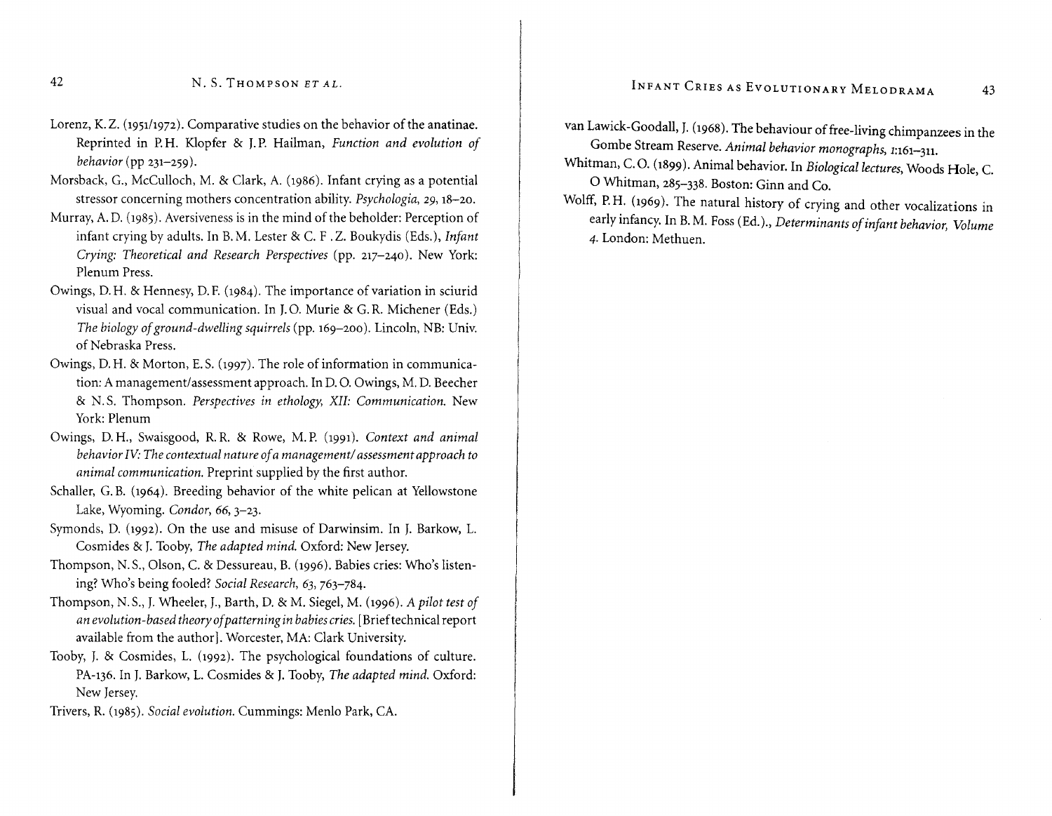Lorenz, K. Z. (1951/1972). Comparative studies on the behavior of the anatinae. Reprinted in P. H. Klopfer & J. P. Hailman, *Function and evolution of behavior* (pp 231–259).

Morsback, G., McCulloch, M. & Clark, A. (1986). Infant crying as a potential stressor concerning mothers concentration ability. *Psychologia, 29*, 18–20.

Murray, A. D. (1985). Aversiveness is in the mind of the beholder: Perception of infant crying by adults. In B. M. Lester & C. F. Z. Boukydis (Eds.), *Infant Crying: Theoretical and Research Perspectives* (pp. 217–240). New York: Plenum Press.

Owings, D. H. & Hennesy, D. F. (1984). The importance of variation in sciurid visual and vocal communication. In J. O. Murie & G. R. Michener (Eds.) *The biology of ground-dwelling squirrels* (pp. 169–200). Lincoln, NB: Univ. of Nebraska Press.

Owings, D. H. & Morton, E. S. (1997). The role of information in communication: A management/assessment approach. In D. O. Owings, M. D. Beecher & N. S. Thompson. *Perspectives in ethology, XII: Communication.* New York: Plenum

Owings, D. H., Swaisgood, R. R. & Rowe, M. P. (1991). *Context and animal behavior IV: The contextual nature of a management/ assessment approach to animal communication.* Preprint supplied by the first author.

Schaller, G. B. (1964). Breeding behavior of the white pelican at Yellowstone Lake, Wyoming. *Condor, 66*, 3–23.

Symonds, D. (1992). On the use and misuse of Darwinsim. In J. Barkow, L. Cosmides & J. Tooby, *The adapted mind.* Oxford: New Jersey.

Thompson, N. S., Olson, C. & Dessureau, B. (1996). Babies cries: Who's listening? Who's being fooled? *Social Research, 63*, 763–784.

Thompson, N. S., J. Wheeler, J., Barth, D. & M. Siegel, M. (1996). *A pilot test of an evolution-based theory of patterning in babies cries.* [Brief technical report available from the author]. Worcester, MA: Clark University.

Tooby, J. & Cosmides, L. (1992). The psychological foundations of culture. PA-136. In J. Barkow, L. Cosmides & J. Tooby, *The adapted mind.* Oxford: New Jersey.

Trivers, R. (1985). *Social evolution.* Cummings: Menlo Park, CA.

van Lawick-Goodall, J. (1968). The behaviour of free-living chimpanzees in the Gombe Stream Reserve. *Animal behavior monographs, 1*:161–311.

Whitman, C. O. (1899). Animal behavior. In *Biological lectures*, Woods Hole, C. O Whitman, 285–338. Boston: Ginn and Co.

Wolff, P. H. (1969). The natural history of crying and other vocalizations in early infancy. In B. M. Foss (Ed.)., *Determinants of infant behavior, Volume 4.* London: Methuen.